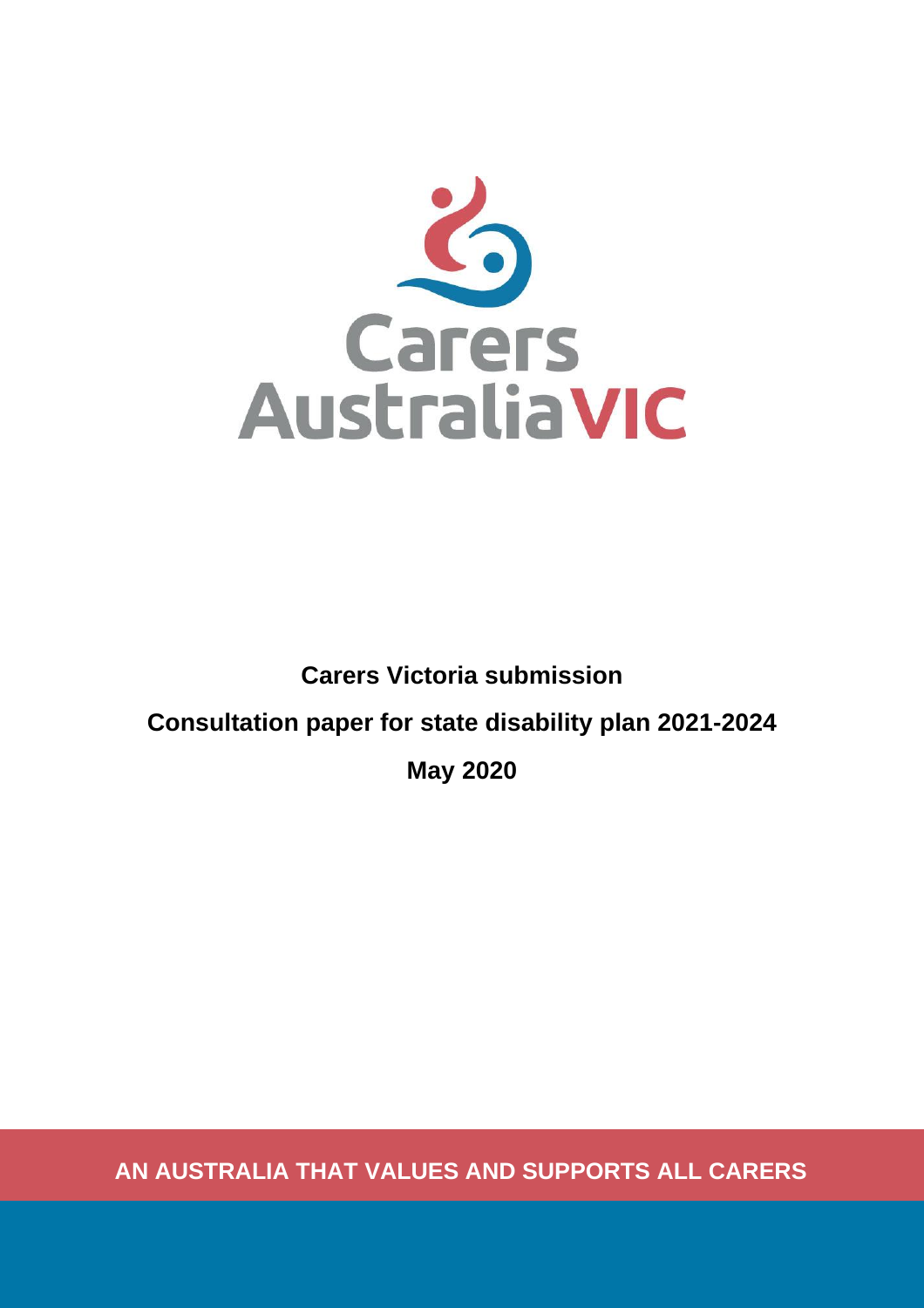Carers Australia VIC

**Carers Victoria submission**

**Consultation paper for state disability plan 2021-2024**

**May 2020**

**AN AUSTRALIA THAT VALUES AND SUPPORTS ALL CARERS**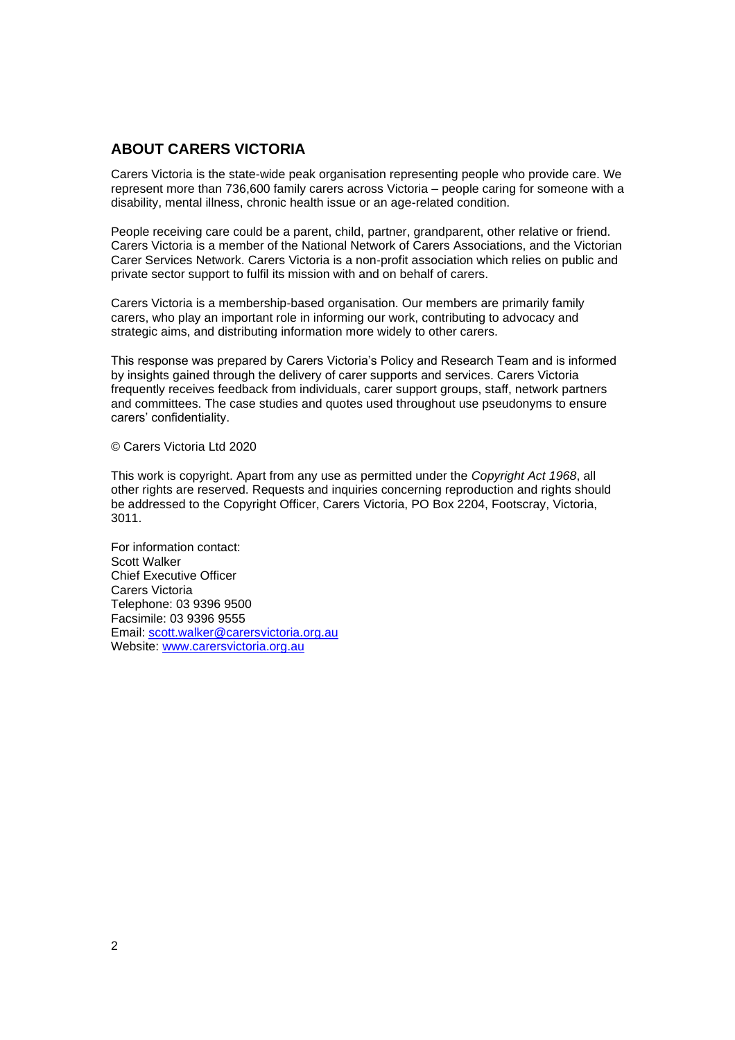## ABOUT CARERS VICTORIA

Carers Victoria is the state-wide peak organisation representing people who provide care. We represent more than 736,600 family carers across Victoria – people caring for someone with a disability, mental illness, chronic health issue or an age-related condition.

People receiving care could be a parent, child, partner, grandparent, other relative or friend. Carers Victoria is a member of the National Network of Carers Associations, and the Victorian Carer Services Network. Carers Victoria is a non-profit association which relies on public and private sector support to fulfil its mission with and on behalf of carers.

Carers Victoria is a membership-based organisation. Our members are primarily family carers, who play an important role in informing our work, contributing to advocacy and strategic aims, and distributing information more widely to other carers.

This response was prepared by Carers Victoria's Policy and Research Team and is informed by insights gained through the delivery of carer supports and services. Carers Victoria frequently receives feedback from individuals, carer support groups, staff, network partners and committees. The case studies and quotes used throughout use pseudonyms to ensure carers' confidentiality.

© Carers Victoria Ltd 2020

This work is copyright. Apart from any use as permitted under the *Copyright Act 1968*, all other rights are reserved. Requests and inquiries concerning reproduction and rights should be addressed to the Copyright Officer, Carers Victoria, PO Box 2204, Footscray, Victoria, 3011.

For information contact:
Scott Walker
Chief Executive Officer
Carers Victoria
Telephone: 03 9396 9500
Facsimile: 03 9396 9555
Email: scott.walker@carersvictoria.org.au
Website: www.carersvictoria.org.au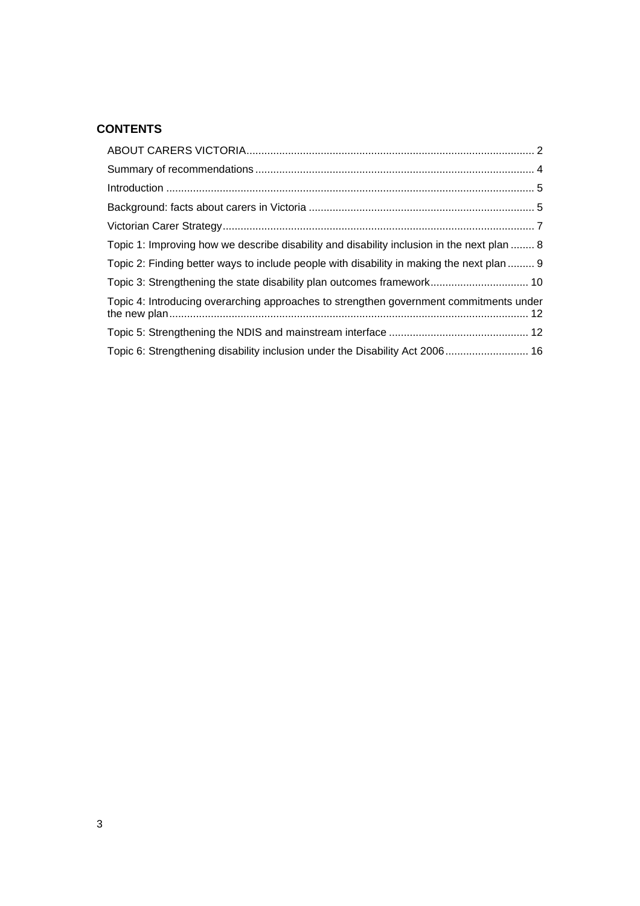## CONTENTS

ABOUT CARERS VICTORIA ..... 2

Summary of recommendations ..... 4

Introduction ..... 5

Background: facts about carers in Victoria ..... 5

Victorian Carer Strategy ..... 7

Topic 1: Improving how we describe disability and disability inclusion in the next plan ..... 8

Topic 2: Finding better ways to include people with disability in making the next plan ..... 9

Topic 3: Strengthening the state disability plan outcomes framework ..... 10

Topic 4: Introducing overarching approaches to strengthen government commitments under the new plan ..... 12

Topic 5: Strengthening the NDIS and mainstream interface ..... 12

Topic 6: Strengthening disability inclusion under the Disability Act 2006 ..... 16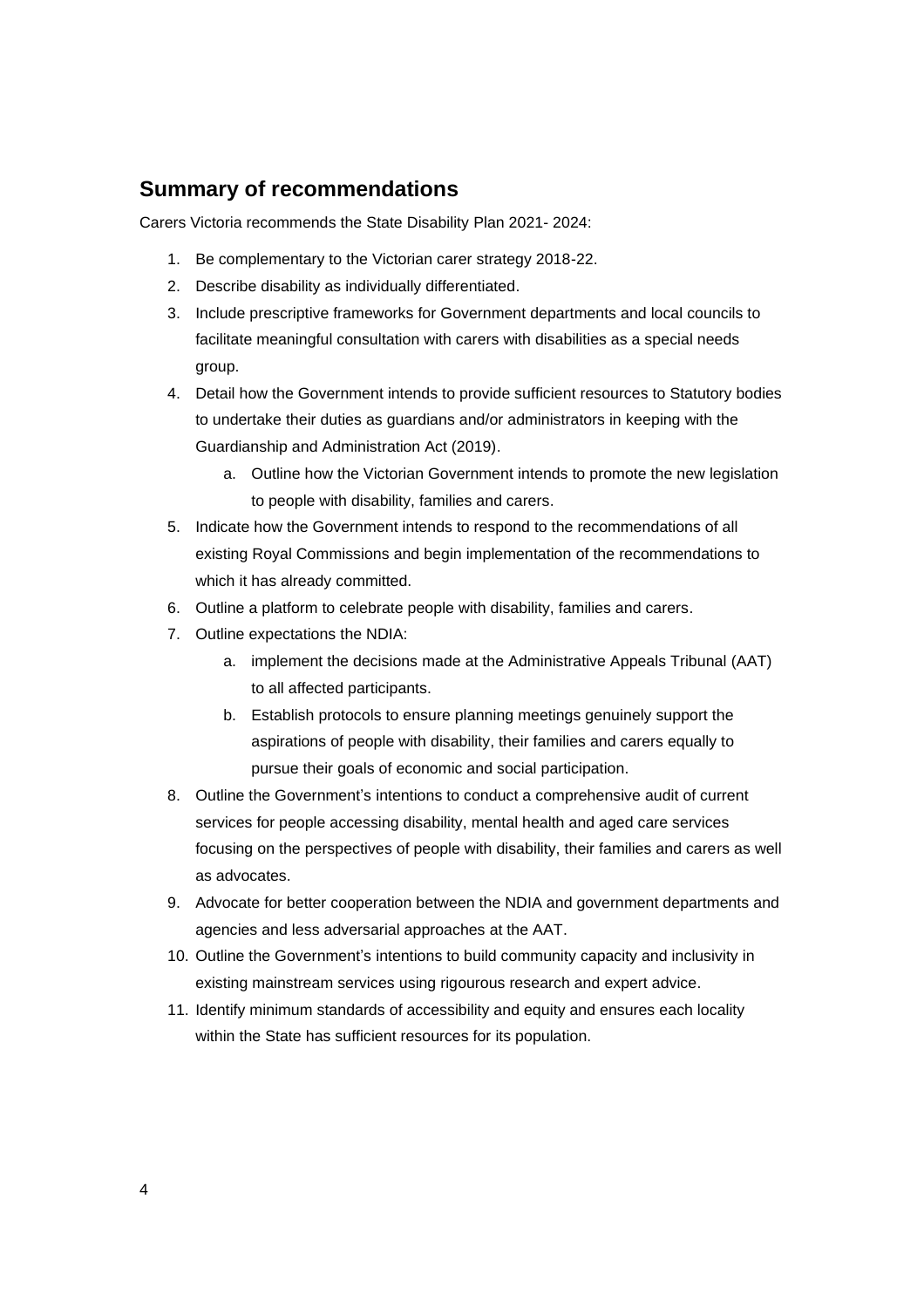## Summary of recommendations

Carers Victoria recommends the State Disability Plan 2021- 2024:

1. Be complementary to the Victorian carer strategy 2018-22.
2. Describe disability as individually differentiated.
3. Include prescriptive frameworks for Government departments and local councils to facilitate meaningful consultation with carers with disabilities as a special needs group.
4. Detail how the Government intends to provide sufficient resources to Statutory bodies to undertake their duties as guardians and/or administrators in keeping with the Guardianship and Administration Act (2019).
    a. Outline how the Victorian Government intends to promote the new legislation to people with disability, families and carers.
5. Indicate how the Government intends to respond to the recommendations of all existing Royal Commissions and begin implementation of the recommendations to which it has already committed.
6. Outline a platform to celebrate people with disability, families and carers.
7. Outline expectations the NDIA:
    a. implement the decisions made at the Administrative Appeals Tribunal (AAT) to all affected participants.
    b. Establish protocols to ensure planning meetings genuinely support the aspirations of people with disability, their families and carers equally to pursue their goals of economic and social participation.
8. Outline the Government's intentions to conduct a comprehensive audit of current services for people accessing disability, mental health and aged care services focusing on the perspectives of people with disability, their families and carers as well as advocates.
9. Advocate for better cooperation between the NDIA and government departments and agencies and less adversarial approaches at the AAT.
10. Outline the Government's intentions to build community capacity and inclusivity in existing mainstream services using rigourous research and expert advice.
11. Identify minimum standards of accessibility and equity and ensures each locality within the State has sufficient resources for its population.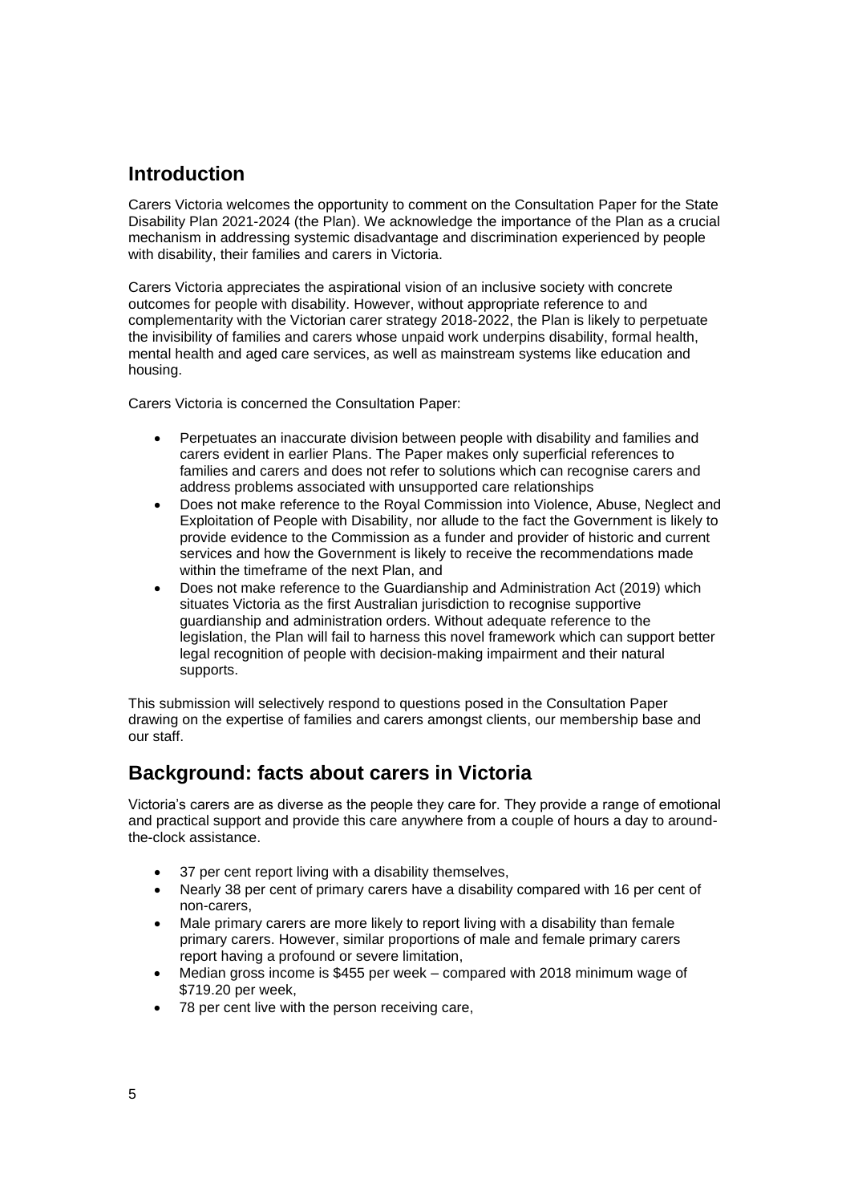## Introduction

Carers Victoria welcomes the opportunity to comment on the Consultation Paper for the State Disability Plan 2021-2024 (the Plan). We acknowledge the importance of the Plan as a crucial mechanism in addressing systemic disadvantage and discrimination experienced by people with disability, their families and carers in Victoria.

Carers Victoria appreciates the aspirational vision of an inclusive society with concrete outcomes for people with disability. However, without appropriate reference to and complementarity with the Victorian carer strategy 2018-2022, the Plan is likely to perpetuate the invisibility of families and carers whose unpaid work underpins disability, formal health, mental health and aged care services, as well as mainstream systems like education and housing.

Carers Victoria is concerned the Consultation Paper:

- Perpetuates an inaccurate division between people with disability and families and carers evident in earlier Plans. The Paper makes only superficial references to families and carers and does not refer to solutions which can recognise carers and address problems associated with unsupported care relationships
- Does not make reference to the Royal Commission into Violence, Abuse, Neglect and Exploitation of People with Disability, nor allude to the fact the Government is likely to provide evidence to the Commission as a funder and provider of historic and current services and how the Government is likely to receive the recommendations made within the timeframe of the next Plan, and
- Does not make reference to the Guardianship and Administration Act (2019) which situates Victoria as the first Australian jurisdiction to recognise supportive guardianship and administration orders. Without adequate reference to the legislation, the Plan will fail to harness this novel framework which can support better legal recognition of people with decision-making impairment and their natural supports.

This submission will selectively respond to questions posed in the Consultation Paper drawing on the expertise of families and carers amongst clients, our membership base and our staff.

## Background: facts about carers in Victoria

Victoria's carers are as diverse as the people they care for. They provide a range of emotional and practical support and provide this care anywhere from a couple of hours a day to around-the-clock assistance.

- 37 per cent report living with a disability themselves,
- Nearly 38 per cent of primary carers have a disability compared with 16 per cent of non-carers,
- Male primary carers are more likely to report living with a disability than female primary carers. However, similar proportions of male and female primary carers report having a profound or severe limitation,
- Median gross income is $455 per week – compared with 2018 minimum wage of $719.20 per week,
- 78 per cent live with the person receiving care,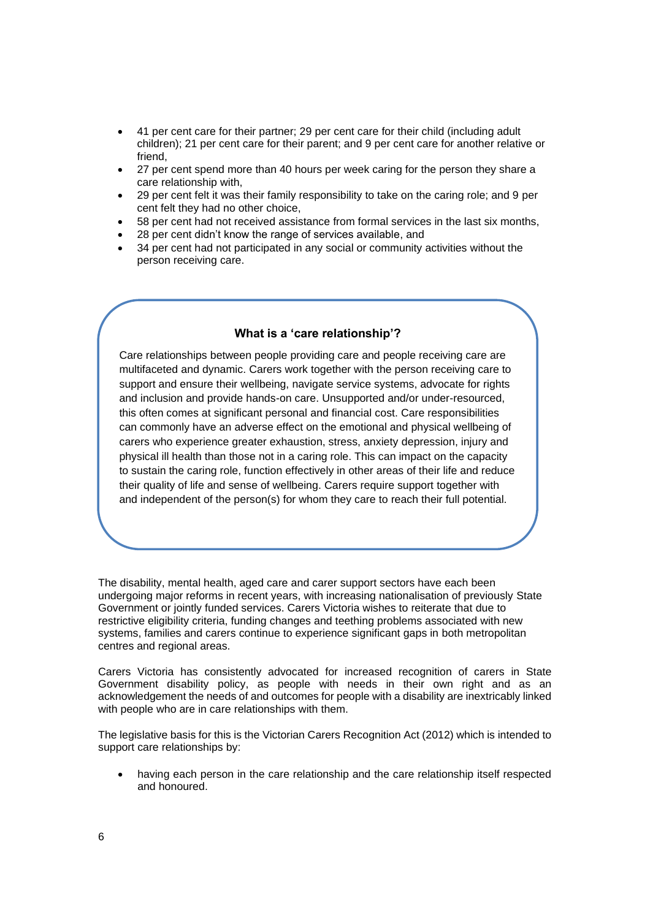- 41 per cent care for their partner; 29 per cent care for their child (including adult children); 21 per cent care for their parent; and 9 per cent care for another relative or friend,
- 27 per cent spend more than 40 hours per week caring for the person they share a care relationship with,
- 29 per cent felt it was their family responsibility to take on the caring role; and 9 per cent felt they had no other choice,
- 58 per cent had not received assistance from formal services in the last six months,
- 28 per cent didn't know the range of services available, and
- 34 per cent had not participated in any social or community activities without the person receiving care.

### What is a 'care relationship'?

Care relationships between people providing care and people receiving care are multifaceted and dynamic. Carers work together with the person receiving care to support and ensure their wellbeing, navigate service systems, advocate for rights and inclusion and provide hands-on care. Unsupported and/or under-resourced, this often comes at significant personal and financial cost. Care responsibilities can commonly have an adverse effect on the emotional and physical wellbeing of carers who experience greater exhaustion, stress, anxiety depression, injury and physical ill health than those not in a caring role. This can impact on the capacity to sustain the caring role, function effectively in other areas of their life and reduce their quality of life and sense of wellbeing. Carers require support together with and independent of the person(s) for whom they care to reach their full potential.

The disability, mental health, aged care and carer support sectors have each been undergoing major reforms in recent years, with increasing nationalisation of previously State Government or jointly funded services. Carers Victoria wishes to reiterate that due to restrictive eligibility criteria, funding changes and teething problems associated with new systems, families and carers continue to experience significant gaps in both metropolitan centres and regional areas.

Carers Victoria has consistently advocated for increased recognition of carers in State Government disability policy, as people with needs in their own right and as an acknowledgement the needs of and outcomes for people with a disability are inextricably linked with people who are in care relationships with them.

The legislative basis for this is the Victorian Carers Recognition Act (2012) which is intended to support care relationships by:

- having each person in the care relationship and the care relationship itself respected and honoured.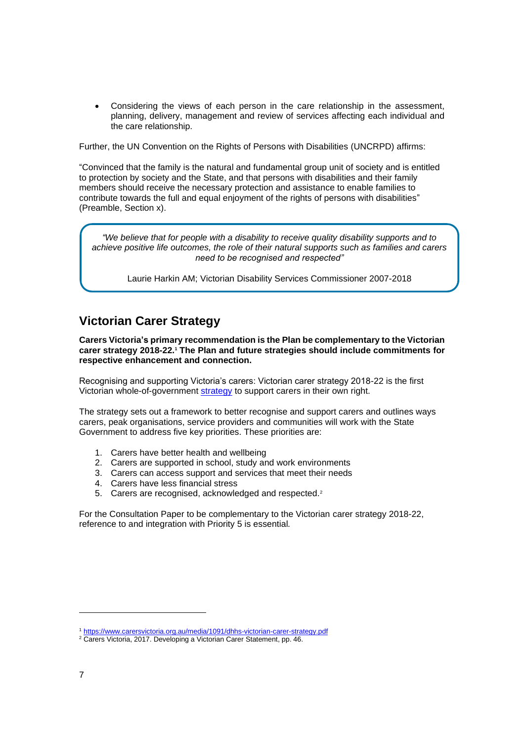- Considering the views of each person in the care relationship in the assessment, planning, delivery, management and review of services affecting each individual and the care relationship.

Further, the UN Convention on the Rights of Persons with Disabilities (UNCRPD) affirms:

"Convinced that the family is the natural and fundamental group unit of society and is entitled to protection by society and the State, and that persons with disabilities and their family members should receive the necessary protection and assistance to enable families to contribute towards the full and equal enjoyment of the rights of persons with disabilities" (Preamble, Section x).

> *"We believe that for people with a disability to receive quality disability supports and to achieve positive life outcomes, the role of their natural supports such as families and carers need to be recognised and respected"*
>
> Laurie Harkin AM; Victorian Disability Services Commissioner 2007-2018

## Victorian Carer Strategy

**Carers Victoria's primary recommendation is the Plan be complementary to the Victorian carer strategy 2018-22.[1] The Plan and future strategies should include commitments for respective enhancement and connection.**

Recognising and supporting Victoria's carers: Victorian carer strategy 2018-22 is the first Victorian whole-of-government strategy to support carers in their own right.

The strategy sets out a framework to better recognise and support carers and outlines ways carers, peak organisations, service providers and communities will work with the State Government to address five key priorities. These priorities are:

1. Carers have better health and wellbeing
2. Carers are supported in school, study and work environments
3. Carers can access support and services that meet their needs
4. Carers have less financial stress
5. Carers are recognised, acknowledged and respected.[2]

For the Consultation Paper to be complementary to the Victorian carer strategy 2018-22, reference to and integration with Priority 5 is essential.

---

[1] https://www.carersvictoria.org.au/media/1091/dhhs-victorian-carer-strategy.pdf

[2] Carers Victoria, 2017. Developing a Victorian Carer Statement, pp. 46.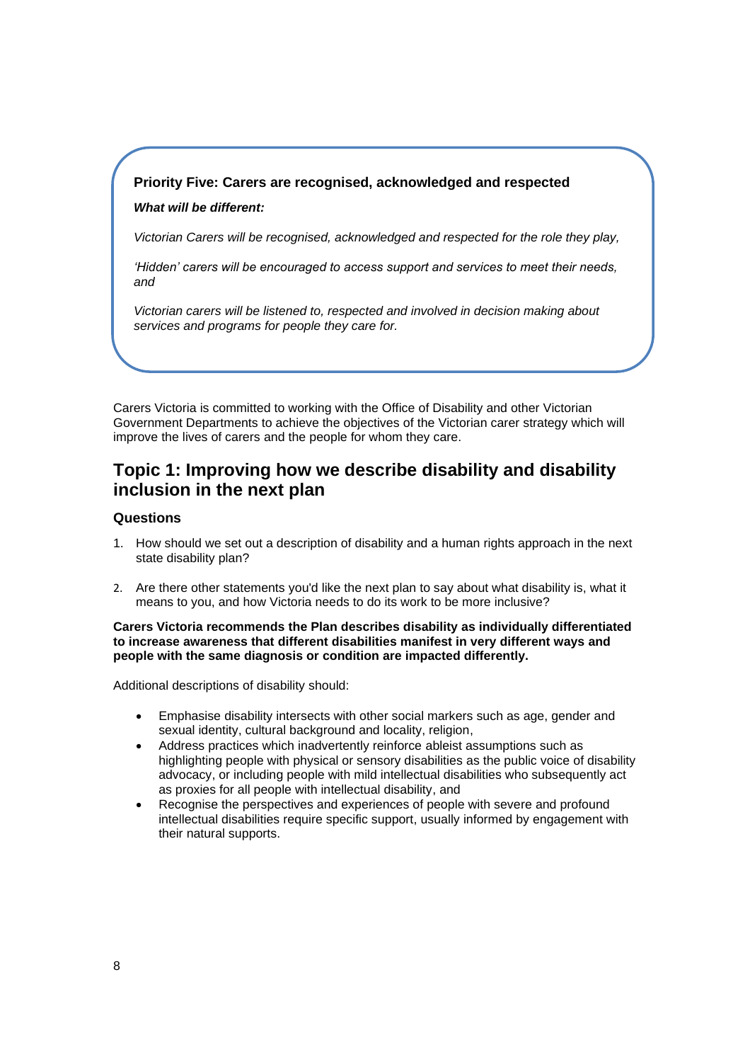**Priority Five: Carers are recognised, acknowledged and respected**

***What will be different:***

*Victorian Carers will be recognised, acknowledged and respected for the role they play,*

*'Hidden' carers will be encouraged to access support and services to meet their needs, and*

*Victorian carers will be listened to, respected and involved in decision making about services and programs for people they care for.*

Carers Victoria is committed to working with the Office of Disability and other Victorian Government Departments to achieve the objectives of the Victorian carer strategy which will improve the lives of carers and the people for whom they care.

## Topic 1: Improving how we describe disability and disability inclusion in the next plan

### Questions

1. How should we set out a description of disability and a human rights approach in the next state disability plan?
2. Are there other statements you'd like the next plan to say about what disability is, what it means to you, and how Victoria needs to do its work to be more inclusive?

**Carers Victoria recommends the Plan describes disability as individually differentiated to increase awareness that different disabilities manifest in very different ways and people with the same diagnosis or condition are impacted differently.**

Additional descriptions of disability should:

- Emphasise disability intersects with other social markers such as age, gender and sexual identity, cultural background and locality, religion,
- Address practices which inadvertently reinforce ableist assumptions such as highlighting people with physical or sensory disabilities as the public voice of disability advocacy, or including people with mild intellectual disabilities who subsequently act as proxies for all people with intellectual disability, and
- Recognise the perspectives and experiences of people with severe and profound intellectual disabilities require specific support, usually informed by engagement with their natural supports.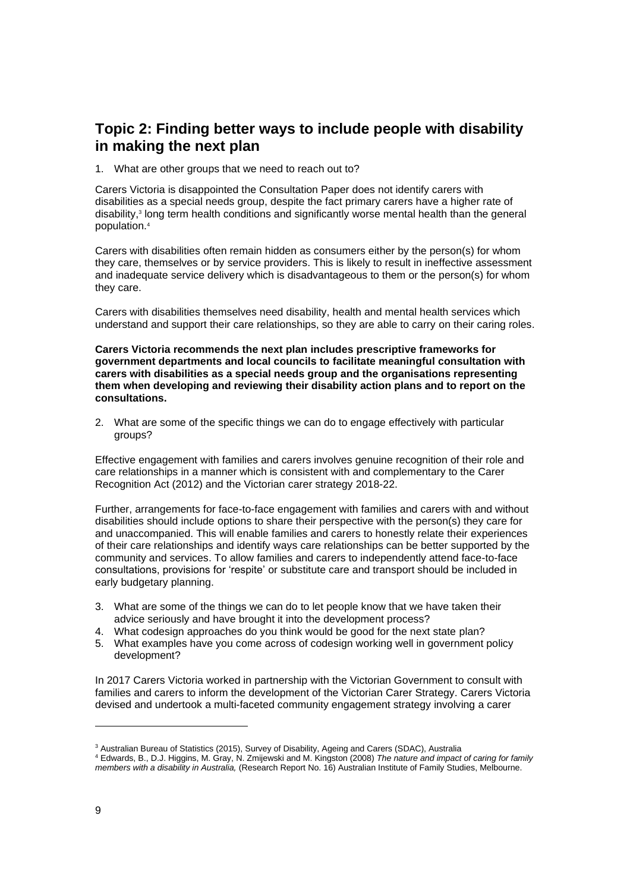## Topic 2: Finding better ways to include people with disability in making the next plan

1. What are other groups that we need to reach out to?

Carers Victoria is disappointed the Consultation Paper does not identify carers with disabilities as a special needs group, despite the fact primary carers have a higher rate of disability,[3] long term health conditions and significantly worse mental health than the general population.[4]

Carers with disabilities often remain hidden as consumers either by the person(s) for whom they care, themselves or by service providers. This is likely to result in ineffective assessment and inadequate service delivery which is disadvantageous to them or the person(s) for whom they care.

Carers with disabilities themselves need disability, health and mental health services which understand and support their care relationships, so they are able to carry on their caring roles.

**Carers Victoria recommends the next plan includes prescriptive frameworks for government departments and local councils to facilitate meaningful consultation with carers with disabilities as a special needs group and the organisations representing them when developing and reviewing their disability action plans and to report on the consultations.**

2. What are some of the specific things we can do to engage effectively with particular groups?

Effective engagement with families and carers involves genuine recognition of their role and care relationships in a manner which is consistent with and complementary to the Carer Recognition Act (2012) and the Victorian carer strategy 2018-22.

Further, arrangements for face-to-face engagement with families and carers with and without disabilities should include options to share their perspective with the person(s) they care for and unaccompanied. This will enable families and carers to honestly relate their experiences of their care relationships and identify ways care relationships can be better supported by the community and services. To allow families and carers to independently attend face-to-face consultations, provisions for 'respite' or substitute care and transport should be included in early budgetary planning.

3. What are some of the things we can do to let people know that we have taken their advice seriously and have brought it into the development process?
4. What codesign approaches do you think would be good for the next state plan?
5. What examples have you come across of codesign working well in government policy development?

In 2017 Carers Victoria worked in partnership with the Victorian Government to consult with families and carers to inform the development of the Victorian Carer Strategy. Carers Victoria devised and undertook a multi-faceted community engagement strategy involving a carer

---

[3] Australian Bureau of Statistics (2015), Survey of Disability, Ageing and Carers (SDAC), Australia

[4] Edwards, B., D.J. Higgins, M. Gray, N. Zmijewski and M. Kingston (2008) *The nature and impact of caring for family members with a disability in Australia,* (Research Report No. 16) Australian Institute of Family Studies, Melbourne.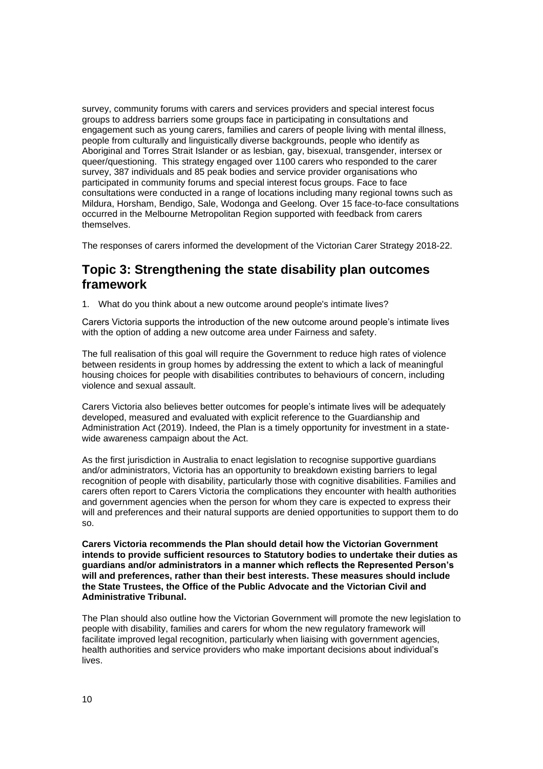survey, community forums with carers and services providers and special interest focus groups to address barriers some groups face in participating in consultations and engagement such as young carers, families and carers of people living with mental illness, people from culturally and linguistically diverse backgrounds, people who identify as Aboriginal and Torres Strait Islander or as lesbian, gay, bisexual, transgender, intersex or queer/questioning. This strategy engaged over 1100 carers who responded to the carer survey, 387 individuals and 85 peak bodies and service provider organisations who participated in community forums and special interest focus groups. Face to face consultations were conducted in a range of locations including many regional towns such as Mildura, Horsham, Bendigo, Sale, Wodonga and Geelong. Over 15 face-to-face consultations occurred in the Melbourne Metropolitan Region supported with feedback from carers themselves.

The responses of carers informed the development of the Victorian Carer Strategy 2018-22.

## Topic 3: Strengthening the state disability plan outcomes framework

1. What do you think about a new outcome around people's intimate lives?

Carers Victoria supports the introduction of the new outcome around people's intimate lives with the option of adding a new outcome area under Fairness and safety.

The full realisation of this goal will require the Government to reduce high rates of violence between residents in group homes by addressing the extent to which a lack of meaningful housing choices for people with disabilities contributes to behaviours of concern, including violence and sexual assault.

Carers Victoria also believes better outcomes for people's intimate lives will be adequately developed, measured and evaluated with explicit reference to the Guardianship and Administration Act (2019). Indeed, the Plan is a timely opportunity for investment in a state-wide awareness campaign about the Act.

As the first jurisdiction in Australia to enact legislation to recognise supportive guardians and/or administrators, Victoria has an opportunity to breakdown existing barriers to legal recognition of people with disability, particularly those with cognitive disabilities. Families and carers often report to Carers Victoria the complications they encounter with health authorities and government agencies when the person for whom they care is expected to express their will and preferences and their natural supports are denied opportunities to support them to do so.

**Carers Victoria recommends the Plan should detail how the Victorian Government intends to provide sufficient resources to Statutory bodies to undertake their duties as guardians and/or administrators in a manner which reflects the Represented Person's will and preferences, rather than their best interests. These measures should include the State Trustees, the Office of the Public Advocate and the Victorian Civil and Administrative Tribunal.**

The Plan should also outline how the Victorian Government will promote the new legislation to people with disability, families and carers for whom the new regulatory framework will facilitate improved legal recognition, particularly when liaising with government agencies, health authorities and service providers who make important decisions about individual's lives.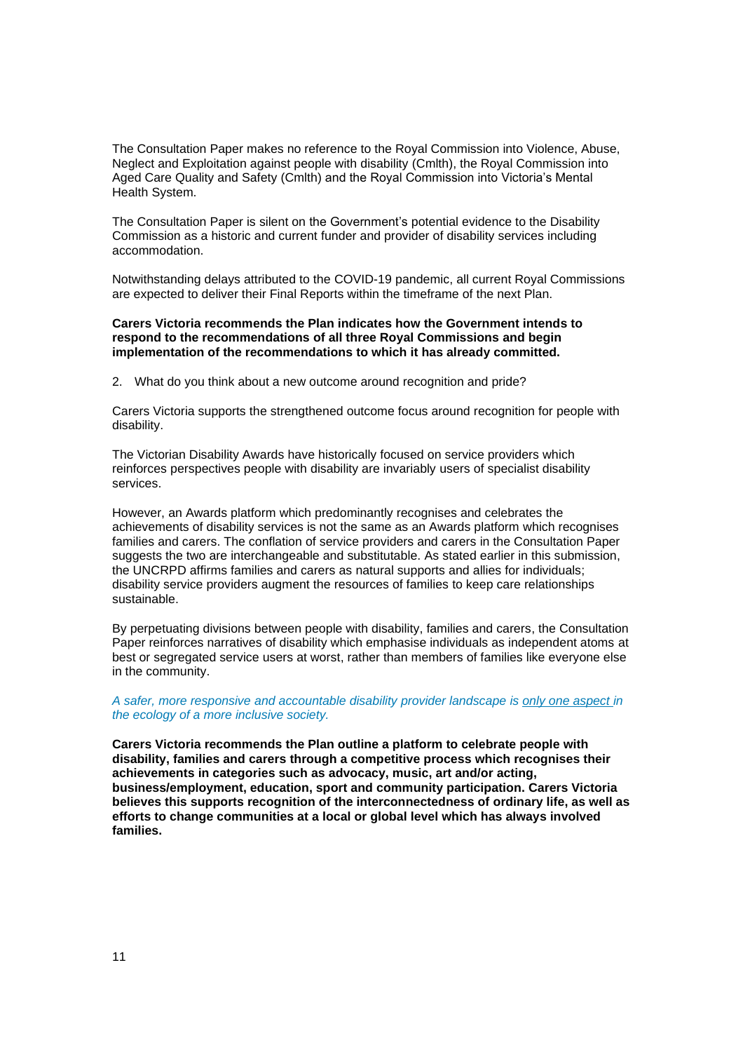The Consultation Paper makes no reference to the Royal Commission into Violence, Abuse, Neglect and Exploitation against people with disability (Cmlth), the Royal Commission into Aged Care Quality and Safety (Cmlth) and the Royal Commission into Victoria's Mental Health System.

The Consultation Paper is silent on the Government's potential evidence to the Disability Commission as a historic and current funder and provider of disability services including accommodation.

Notwithstanding delays attributed to the COVID-19 pandemic, all current Royal Commissions are expected to deliver their Final Reports within the timeframe of the next Plan.

**Carers Victoria recommends the Plan indicates how the Government intends to respond to the recommendations of all three Royal Commissions and begin implementation of the recommendations to which it has already committed.**

2. What do you think about a new outcome around recognition and pride?

Carers Victoria supports the strengthened outcome focus around recognition for people with disability.

The Victorian Disability Awards have historically focused on service providers which reinforces perspectives people with disability are invariably users of specialist disability services.

However, an Awards platform which predominantly recognises and celebrates the achievements of disability services is not the same as an Awards platform which recognises families and carers. The conflation of service providers and carers in the Consultation Paper suggests the two are interchangeable and substitutable. As stated earlier in this submission, the UNCRPD affirms families and carers as natural supports and allies for individuals; disability service providers augment the resources of families to keep care relationships sustainable.

By perpetuating divisions between people with disability, families and carers, the Consultation Paper reinforces narratives of disability which emphasise individuals as independent atoms at best or segregated service users at worst, rather than members of families like everyone else in the community.

*A safer, more responsive and accountable disability provider landscape is only one aspect in the ecology of a more inclusive society.*

**Carers Victoria recommends the Plan outline a platform to celebrate people with disability, families and carers through a competitive process which recognises their achievements in categories such as advocacy, music, art and/or acting, business/employment, education, sport and community participation. Carers Victoria believes this supports recognition of the interconnectedness of ordinary life, as well as efforts to change communities at a local or global level which has always involved families.**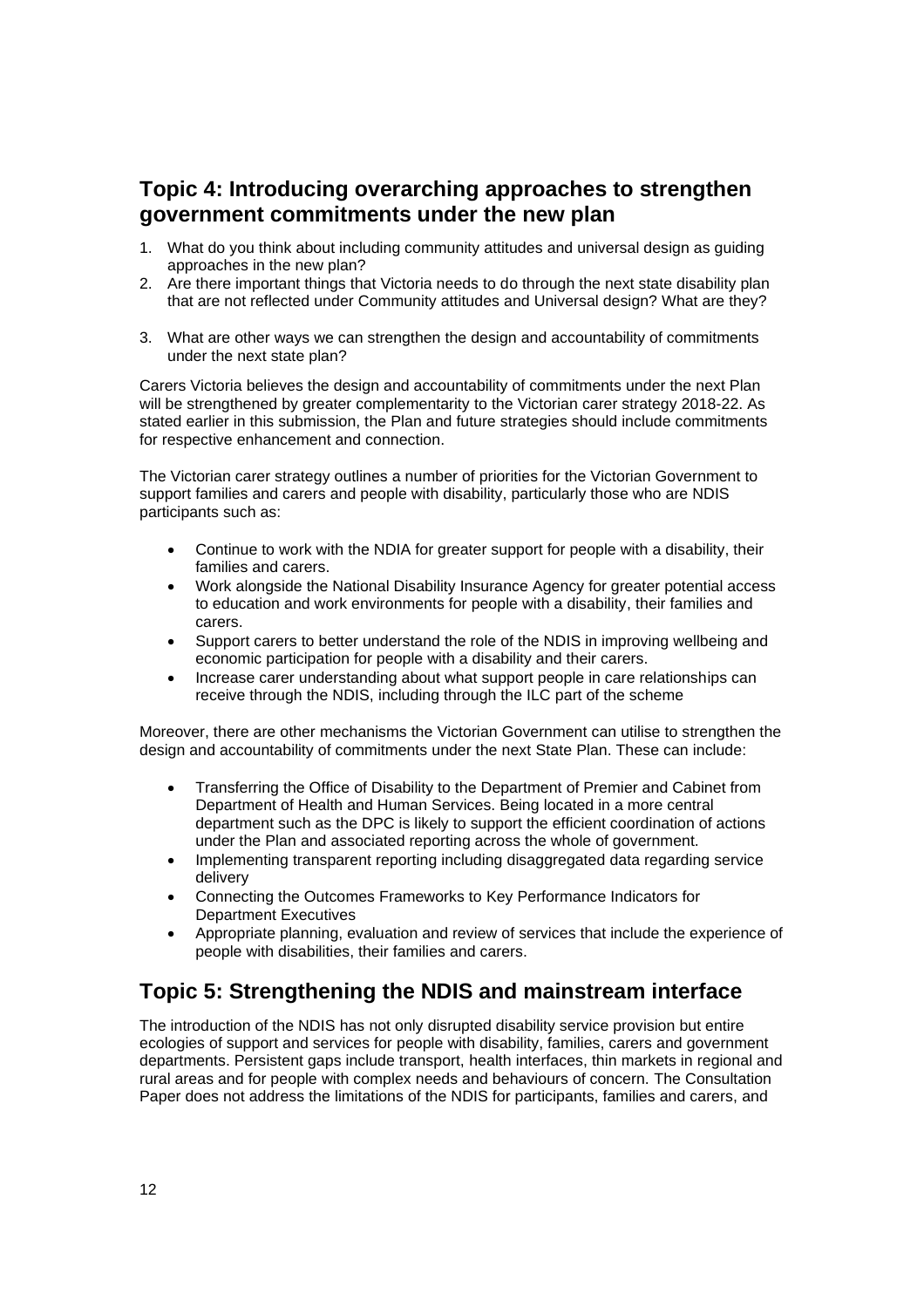## Topic 4: Introducing overarching approaches to strengthen government commitments under the new plan

1. What do you think about including community attitudes and universal design as guiding approaches in the new plan?
2. Are there important things that Victoria needs to do through the next state disability plan that are not reflected under Community attitudes and Universal design? What are they?
3. What are other ways we can strengthen the design and accountability of commitments under the next state plan?

Carers Victoria believes the design and accountability of commitments under the next Plan will be strengthened by greater complementarity to the Victorian carer strategy 2018-22. As stated earlier in this submission, the Plan and future strategies should include commitments for respective enhancement and connection.

The Victorian carer strategy outlines a number of priorities for the Victorian Government to support families and carers and people with disability, particularly those who are NDIS participants such as:

- Continue to work with the NDIA for greater support for people with a disability, their families and carers.
- Work alongside the National Disability Insurance Agency for greater potential access to education and work environments for people with a disability, their families and carers.
- Support carers to better understand the role of the NDIS in improving wellbeing and economic participation for people with a disability and their carers.
- Increase carer understanding about what support people in care relationships can receive through the NDIS, including through the ILC part of the scheme

Moreover, there are other mechanisms the Victorian Government can utilise to strengthen the design and accountability of commitments under the next State Plan. These can include:

- Transferring the Office of Disability to the Department of Premier and Cabinet from Department of Health and Human Services. Being located in a more central department such as the DPC is likely to support the efficient coordination of actions under the Plan and associated reporting across the whole of government.
- Implementing transparent reporting including disaggregated data regarding service delivery
- Connecting the Outcomes Frameworks to Key Performance Indicators for Department Executives
- Appropriate planning, evaluation and review of services that include the experience of people with disabilities, their families and carers.

## Topic 5: Strengthening the NDIS and mainstream interface

The introduction of the NDIS has not only disrupted disability service provision but entire ecologies of support and services for people with disability, families, carers and government departments. Persistent gaps include transport, health interfaces, thin markets in regional and rural areas and for people with complex needs and behaviours of concern. The Consultation Paper does not address the limitations of the NDIS for participants, families and carers, and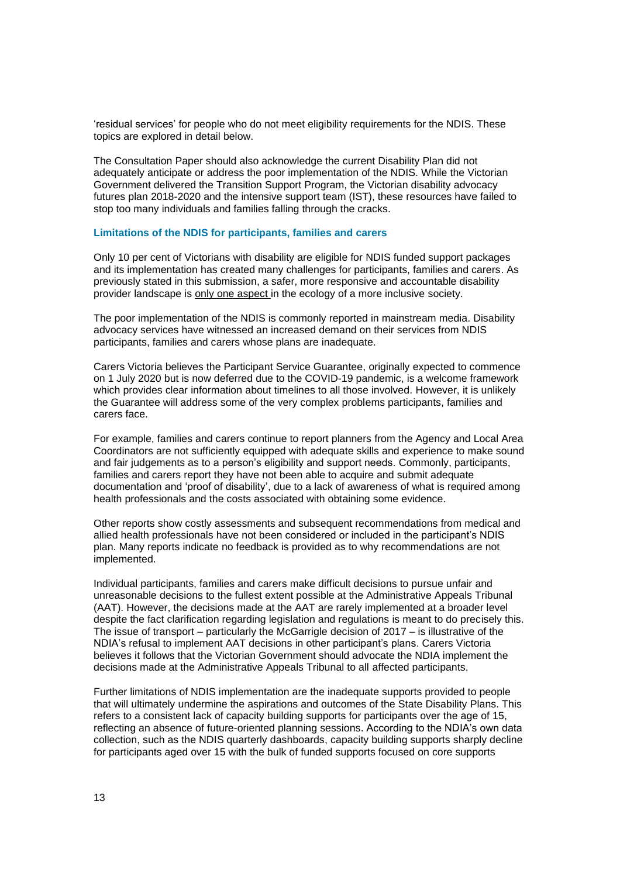'residual services' for people who do not meet eligibility requirements for the NDIS. These topics are explored in detail below.

The Consultation Paper should also acknowledge the current Disability Plan did not adequately anticipate or address the poor implementation of the NDIS. While the Victorian Government delivered the Transition Support Program, the Victorian disability advocacy futures plan 2018-2020 and the intensive support team (IST), these resources have failed to stop too many individuals and families falling through the cracks.

### Limitations of the NDIS for participants, families and carers

Only 10 per cent of Victorians with disability are eligible for NDIS funded support packages and its implementation has created many challenges for participants, families and carers. As previously stated in this submission, a safer, more responsive and accountable disability provider landscape is <u>only one aspect</u> in the ecology of a more inclusive society.

The poor implementation of the NDIS is commonly reported in mainstream media. Disability advocacy services have witnessed an increased demand on their services from NDIS participants, families and carers whose plans are inadequate.

Carers Victoria believes the Participant Service Guarantee, originally expected to commence on 1 July 2020 but is now deferred due to the COVID-19 pandemic, is a welcome framework which provides clear information about timelines to all those involved. However, it is unlikely the Guarantee will address some of the very complex problems participants, families and carers face.

For example, families and carers continue to report planners from the Agency and Local Area Coordinators are not sufficiently equipped with adequate skills and experience to make sound and fair judgements as to a person's eligibility and support needs. Commonly, participants, families and carers report they have not been able to acquire and submit adequate documentation and 'proof of disability', due to a lack of awareness of what is required among health professionals and the costs associated with obtaining some evidence.

Other reports show costly assessments and subsequent recommendations from medical and allied health professionals have not been considered or included in the participant's NDIS plan. Many reports indicate no feedback is provided as to why recommendations are not implemented.

Individual participants, families and carers make difficult decisions to pursue unfair and unreasonable decisions to the fullest extent possible at the Administrative Appeals Tribunal (AAT). However, the decisions made at the AAT are rarely implemented at a broader level despite the fact clarification regarding legislation and regulations is meant to do precisely this. The issue of transport – particularly the McGarrigle decision of 2017 – is illustrative of the NDIA's refusal to implement AAT decisions in other participant's plans. Carers Victoria believes it follows that the Victorian Government should advocate the NDIA implement the decisions made at the Administrative Appeals Tribunal to all affected participants.

Further limitations of NDIS implementation are the inadequate supports provided to people that will ultimately undermine the aspirations and outcomes of the State Disability Plans. This refers to a consistent lack of capacity building supports for participants over the age of 15, reflecting an absence of future-oriented planning sessions. According to the NDIA's own data collection, such as the NDIS quarterly dashboards, capacity building supports sharply decline for participants aged over 15 with the bulk of funded supports focused on core supports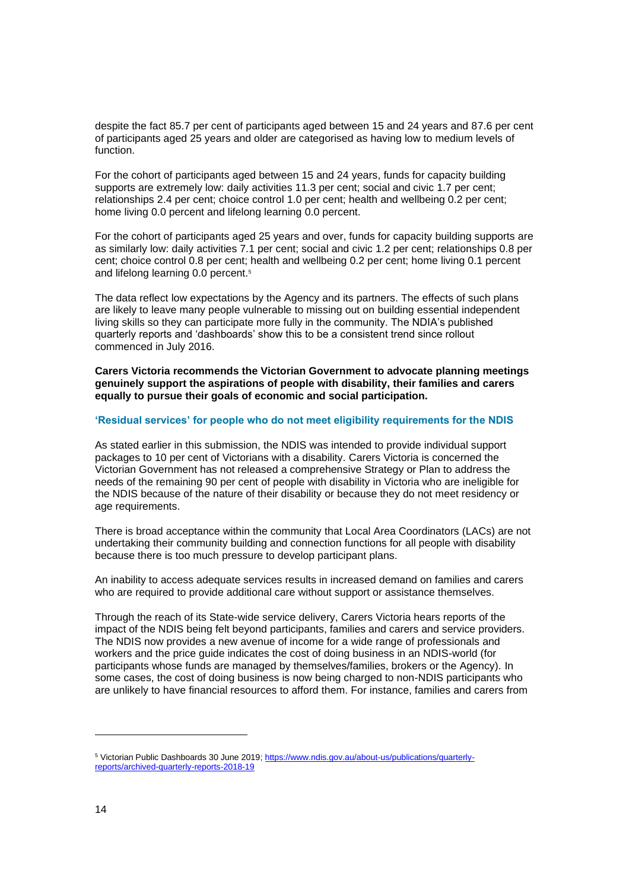despite the fact 85.7 per cent of participants aged between 15 and 24 years and 87.6 per cent of participants aged 25 years and older are categorised as having low to medium levels of function.

For the cohort of participants aged between 15 and 24 years, funds for capacity building supports are extremely low: daily activities 11.3 per cent; social and civic 1.7 per cent; relationships 2.4 per cent; choice control 1.0 per cent; health and wellbeing 0.2 per cent; home living 0.0 percent and lifelong learning 0.0 percent.

For the cohort of participants aged 25 years and over, funds for capacity building supports are as similarly low: daily activities 7.1 per cent; social and civic 1.2 per cent; relationships 0.8 per cent; choice control 0.8 per cent; health and wellbeing 0.2 per cent; home living 0.1 percent and lifelong learning 0.0 percent.[5]

The data reflect low expectations by the Agency and its partners. The effects of such plans are likely to leave many people vulnerable to missing out on building essential independent living skills so they can participate more fully in the community. The NDIA's published quarterly reports and 'dashboards' show this to be a consistent trend since rollout commenced in July 2016.

**Carers Victoria recommends the Victorian Government to advocate planning meetings genuinely support the aspirations of people with disability, their families and carers equally to pursue their goals of economic and social participation.**

### 'Residual services' for people who do not meet eligibility requirements for the NDIS

As stated earlier in this submission, the NDIS was intended to provide individual support packages to 10 per cent of Victorians with a disability. Carers Victoria is concerned the Victorian Government has not released a comprehensive Strategy or Plan to address the needs of the remaining 90 per cent of people with disability in Victoria who are ineligible for the NDIS because of the nature of their disability or because they do not meet residency or age requirements.

There is broad acceptance within the community that Local Area Coordinators (LACs) are not undertaking their community building and connection functions for all people with disability because there is too much pressure to develop participant plans.

An inability to access adequate services results in increased demand on families and carers who are required to provide additional care without support or assistance themselves.

Through the reach of its State-wide service delivery, Carers Victoria hears reports of the impact of the NDIS being felt beyond participants, families and carers and service providers. The NDIS now provides a new avenue of income for a wide range of professionals and workers and the price guide indicates the cost of doing business in an NDIS-world (for participants whose funds are managed by themselves/families, brokers or the Agency). In some cases, the cost of doing business is now being charged to non-NDIS participants who are unlikely to have financial resources to afford them. For instance, families and carers from

---

[5] Victorian Public Dashboards 30 June 2019; https://www.ndis.gov.au/about-us/publications/quarterly-reports/archived-quarterly-reports-2018-19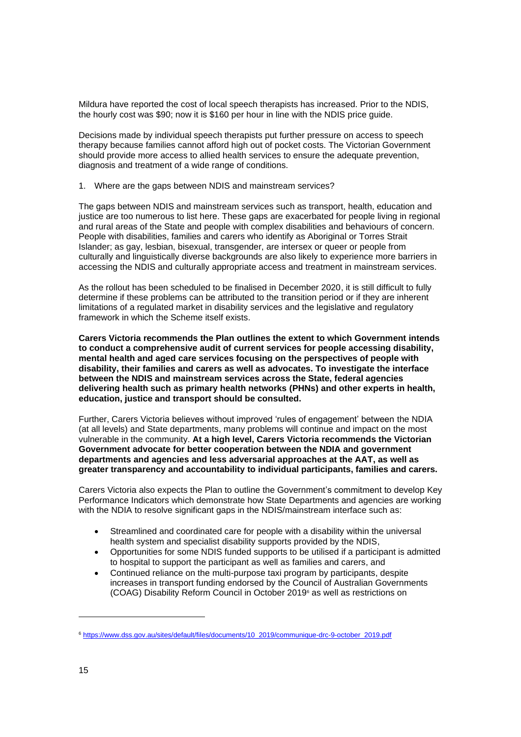Mildura have reported the cost of local speech therapists has increased. Prior to the NDIS, the hourly cost was $90; now it is $160 per hour in line with the NDIS price guide.

Decisions made by individual speech therapists put further pressure on access to speech therapy because families cannot afford high out of pocket costs. The Victorian Government should provide more access to allied health services to ensure the adequate prevention, diagnosis and treatment of a wide range of conditions.

1. Where are the gaps between NDIS and mainstream services?

The gaps between NDIS and mainstream services such as transport, health, education and justice are too numerous to list here. These gaps are exacerbated for people living in regional and rural areas of the State and people with complex disabilities and behaviours of concern. People with disabilities, families and carers who identify as Aboriginal or Torres Strait Islander; as gay, lesbian, bisexual, transgender, are intersex or queer or people from culturally and linguistically diverse backgrounds are also likely to experience more barriers in accessing the NDIS and culturally appropriate access and treatment in mainstream services.

As the rollout has been scheduled to be finalised in December 2020, it is still difficult to fully determine if these problems can be attributed to the transition period or if they are inherent limitations of a regulated market in disability services and the legislative and regulatory framework in which the Scheme itself exists.

**Carers Victoria recommends the Plan outlines the extent to which Government intends to conduct a comprehensive audit of current services for people accessing disability, mental health and aged care services focusing on the perspectives of people with disability, their families and carers as well as advocates. To investigate the interface between the NDIS and mainstream services across the State, federal agencies delivering health such as primary health networks (PHNs) and other experts in health, education, justice and transport should be consulted.**

Further, Carers Victoria believes without improved 'rules of engagement' between the NDIA (at all levels) and State departments, many problems will continue and impact on the most vulnerable in the community. **At a high level, Carers Victoria recommends the Victorian Government advocate for better cooperation between the NDIA and government departments and agencies and less adversarial approaches at the AAT, as well as greater transparency and accountability to individual participants, families and carers.**

Carers Victoria also expects the Plan to outline the Government's commitment to develop Key Performance Indicators which demonstrate how State Departments and agencies are working with the NDIA to resolve significant gaps in the NDIS/mainstream interface such as:

- Streamlined and coordinated care for people with a disability within the universal health system and specialist disability supports provided by the NDIS,
- Opportunities for some NDIS funded supports to be utilised if a participant is admitted to hospital to support the participant as well as families and carers, and
- Continued reliance on the multi-purpose taxi program by participants, despite increases in transport funding endorsed by the Council of Australian Governments (COAG) Disability Reform Council in October 2019[6] as well as restrictions on

[6] https://www.dss.gov.au/sites/default/files/documents/10_2019/communique-drc-9-october_2019.pdf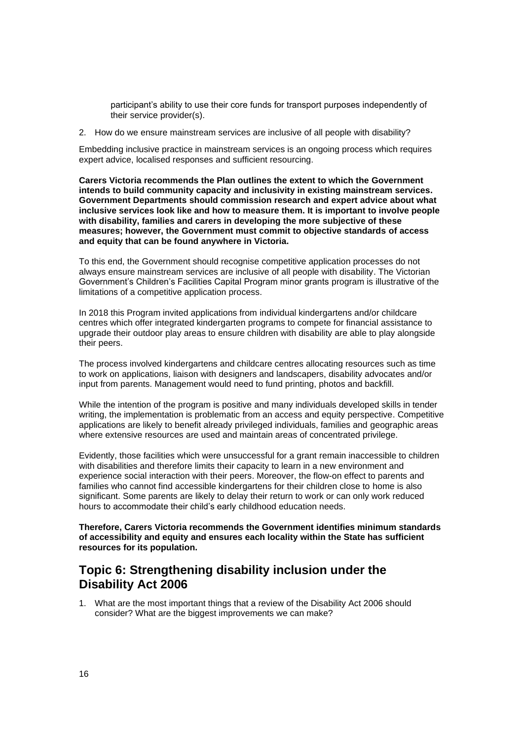participant's ability to use their core funds for transport purposes independently of their service provider(s).

2. How do we ensure mainstream services are inclusive of all people with disability?

Embedding inclusive practice in mainstream services is an ongoing process which requires expert advice, localised responses and sufficient resourcing.

**Carers Victoria recommends the Plan outlines the extent to which the Government intends to build community capacity and inclusivity in existing mainstream services. Government Departments should commission research and expert advice about what inclusive services look like and how to measure them. It is important to involve people with disability, families and carers in developing the more subjective of these measures; however, the Government must commit to objective standards of access and equity that can be found anywhere in Victoria.**

To this end, the Government should recognise competitive application processes do not always ensure mainstream services are inclusive of all people with disability. The Victorian Government's Children's Facilities Capital Program minor grants program is illustrative of the limitations of a competitive application process.

In 2018 this Program invited applications from individual kindergartens and/or childcare centres which offer integrated kindergarten programs to compete for financial assistance to upgrade their outdoor play areas to ensure children with disability are able to play alongside their peers.

The process involved kindergartens and childcare centres allocating resources such as time to work on applications, liaison with designers and landscapers, disability advocates and/or input from parents. Management would need to fund printing, photos and backfill.

While the intention of the program is positive and many individuals developed skills in tender writing, the implementation is problematic from an access and equity perspective. Competitive applications are likely to benefit already privileged individuals, families and geographic areas where extensive resources are used and maintain areas of concentrated privilege.

Evidently, those facilities which were unsuccessful for a grant remain inaccessible to children with disabilities and therefore limits their capacity to learn in a new environment and experience social interaction with their peers. Moreover, the flow-on effect to parents and families who cannot find accessible kindergartens for their children close to home is also significant. Some parents are likely to delay their return to work or can only work reduced hours to accommodate their child's early childhood education needs.

**Therefore, Carers Victoria recommends the Government identifies minimum standards of accessibility and equity and ensures each locality within the State has sufficient resources for its population.**

## Topic 6: Strengthening disability inclusion under the Disability Act 2006

1. What are the most important things that a review of the Disability Act 2006 should consider? What are the biggest improvements we can make?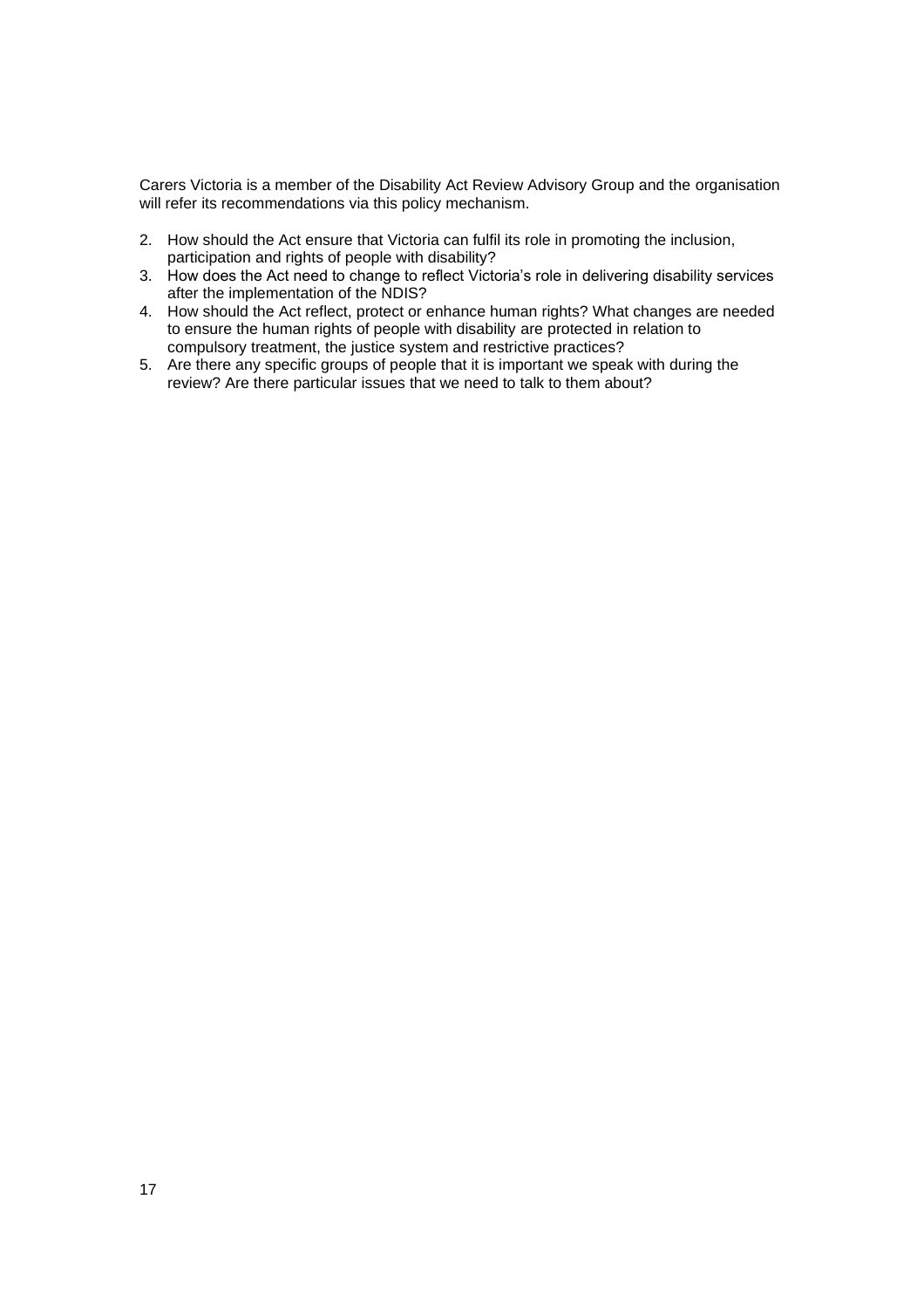Carers Victoria is a member of the Disability Act Review Advisory Group and the organisation will refer its recommendations via this policy mechanism.

2. How should the Act ensure that Victoria can fulfil its role in promoting the inclusion, participation and rights of people with disability?
3. How does the Act need to change to reflect Victoria's role in delivering disability services after the implementation of the NDIS?
4. How should the Act reflect, protect or enhance human rights? What changes are needed to ensure the human rights of people with disability are protected in relation to compulsory treatment, the justice system and restrictive practices?
5. Are there any specific groups of people that it is important we speak with during the review? Are there particular issues that we need to talk to them about?